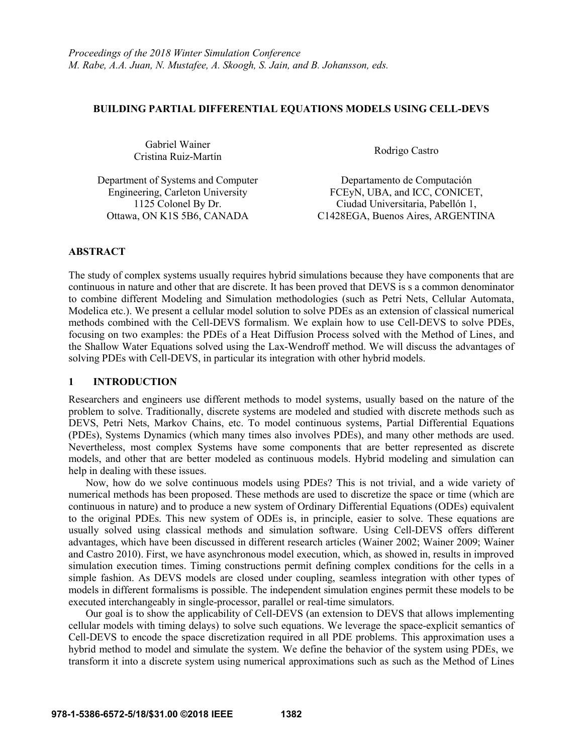*Proceedings of the 2018 Winter Simulation Conference*
*M. Rabe, A.A. Juan, N. Mustafee, A. Skoogh, S. Jain, and B. Johansson, eds.*

# BUILDING PARTIAL DIFFERENTIAL EQUATIONS MODELS USING CELL-DEVS

Gabriel Wainer
Cristina Ruiz-Martín

Department of Systems and Computer Engineering, Carleton University
1125 Colonel By Dr.
Ottawa, ON K1S 5B6, CANADA

Rodrigo Castro

Departamento de Computación
FCEyN, UBA, and ICC, CONICET,
Ciudad Universitaria, Pabellón 1,
C1428EGA, Buenos Aires, ARGENTINA

## ABSTRACT

The study of complex systems usually requires hybrid simulations because they have components that are continuous in nature and other that are discrete. It has been proved that DEVS is s a common denominator to combine different Modeling and Simulation methodologies (such as Petri Nets, Cellular Automata, Modelica etc.). We present a cellular model solution to solve PDEs as an extension of classical numerical methods combined with the Cell-DEVS formalism. We explain how to use Cell-DEVS to solve PDEs, focusing on two examples: the PDEs of a Heat Diffusion Process solved with the Method of Lines, and the Shallow Water Equations solved using the Lax-Wendroff method. We will discuss the advantages of solving PDEs with Cell-DEVS, in particular its integration with other hybrid models.

## 1 INTRODUCTION

Researchers and engineers use different methods to model systems, usually based on the nature of the problem to solve. Traditionally, discrete systems are modeled and studied with discrete methods such as DEVS, Petri Nets, Markov Chains, etc. To model continuous systems, Partial Differential Equations (PDEs), Systems Dynamics (which many times also involves PDEs), and many other methods are used. Nevertheless, most complex Systems have some components that are better represented as discrete models, and other that are better modeled as continuous models. Hybrid modeling and simulation can help in dealing with these issues.

Now, how do we solve continuous models using PDEs? This is not trivial, and a wide variety of numerical methods has been proposed. These methods are used to discretize the space or time (which are continuous in nature) and to produce a new system of Ordinary Differential Equations (ODEs) equivalent to the original PDEs. This new system of ODEs is, in principle, easier to solve. These equations are usually solved using classical methods and simulation software. Using Cell-DEVS offers different advantages, which have been discussed in different research articles (Wainer 2002; Wainer 2009; Wainer and Castro 2010). First, we have asynchronous model execution, which, as showed in, results in improved simulation execution times. Timing constructions permit defining complex conditions for the cells in a simple fashion. As DEVS models are closed under coupling, seamless integration with other types of models in different formalisms is possible. The independent simulation engines permit these models to be executed interchangeably in single-processor, parallel or real-time simulators.

Our goal is to show the applicability of Cell-DEVS (an extension to DEVS that allows implementing cellular models with timing delays) to solve such equations. We leverage the space-explicit semantics of Cell-DEVS to encode the space discretization required in all PDE problems. This approximation uses a hybrid method to model and simulate the system. We define the behavior of the system using PDEs, we transform it into a discrete system using numerical approximations such as such as the Method of Lines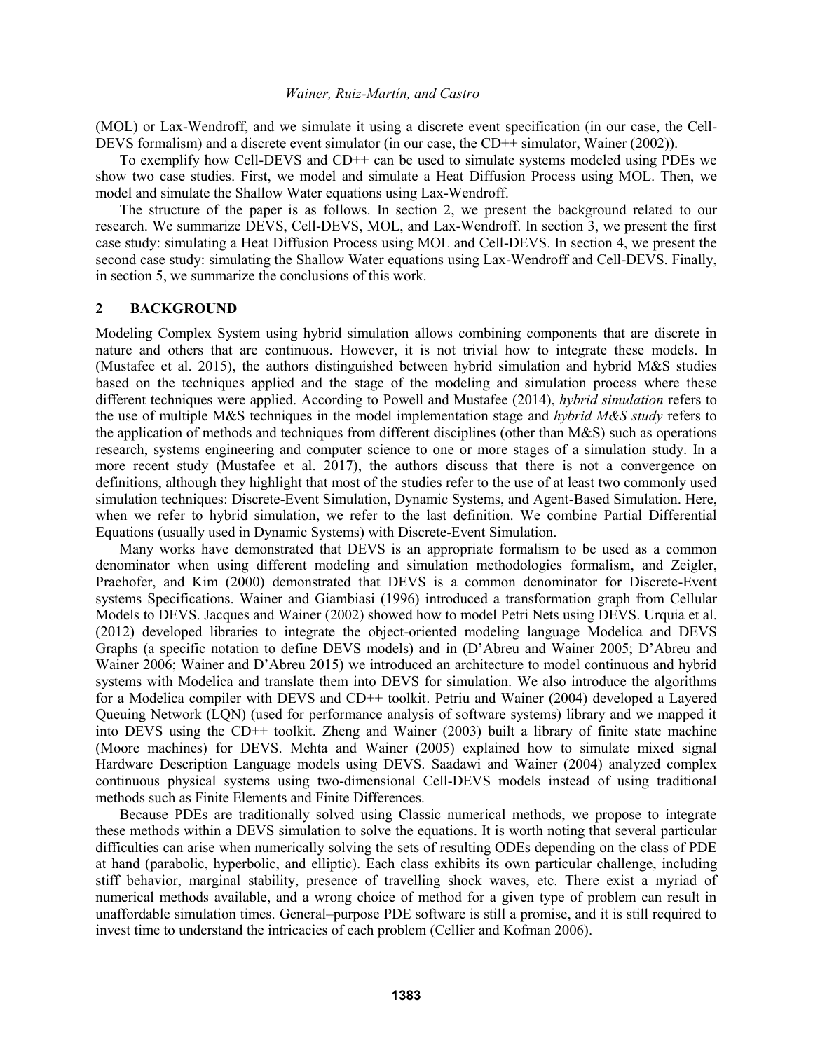(MOL) or Lax-Wendroff, and we simulate it using a discrete event specification (in our case, the Cell-DEVS formalism) and a discrete event simulator (in our case, the CD++ simulator, Wainer (2002)).

To exemplify how Cell-DEVS and CD++ can be used to simulate systems modeled using PDEs we show two case studies. First, we model and simulate a Heat Diffusion Process using MOL. Then, we model and simulate the Shallow Water equations using Lax-Wendroff.

The structure of the paper is as follows. In section 2, we present the background related to our research. We summarize DEVS, Cell-DEVS, MOL, and Lax-Wendroff. In section 3, we present the first case study: simulating a Heat Diffusion Process using MOL and Cell-DEVS. In section 4, we present the second case study: simulating the Shallow Water equations using Lax-Wendroff and Cell-DEVS. Finally, in section 5, we summarize the conclusions of this work.

## 2 BACKGROUND

Modeling Complex System using hybrid simulation allows combining components that are discrete in nature and others that are continuous. However, it is not trivial how to integrate these models. In (Mustafee et al. 2015), the authors distinguished between hybrid simulation and hybrid M&S studies based on the techniques applied and the stage of the modeling and simulation process where these different techniques were applied. According to Powell and Mustafee (2014), *hybrid simulation* refers to the use of multiple M&S techniques in the model implementation stage and *hybrid M&S study* refers to the application of methods and techniques from different disciplines (other than M&S) such as operations research, systems engineering and computer science to one or more stages of a simulation study. In a more recent study (Mustafee et al. 2017), the authors discuss that there is not a convergence on definitions, although they highlight that most of the studies refer to the use of at least two commonly used simulation techniques: Discrete-Event Simulation, Dynamic Systems, and Agent-Based Simulation. Here, when we refer to hybrid simulation, we refer to the last definition. We combine Partial Differential Equations (usually used in Dynamic Systems) with Discrete-Event Simulation.

Many works have demonstrated that DEVS is an appropriate formalism to be used as a common denominator when using different modeling and simulation methodologies formalism, and Zeigler, Praehofer, and Kim (2000) demonstrated that DEVS is a common denominator for Discrete-Event systems Specifications. Wainer and Giambiasi (1996) introduced a transformation graph from Cellular Models to DEVS. Jacques and Wainer (2002) showed how to model Petri Nets using DEVS. Urquia et al. (2012) developed libraries to integrate the object-oriented modeling language Modelica and DEVS Graphs (a specific notation to define DEVS models) and in (D'Abreu and Wainer 2005; D'Abreu and Wainer 2006; Wainer and D'Abreu 2015) we introduced an architecture to model continuous and hybrid systems with Modelica and translate them into DEVS for simulation. We also introduce the algorithms for a Modelica compiler with DEVS and CD++ toolkit. Petriu and Wainer (2004) developed a Layered Queuing Network (LQN) (used for performance analysis of software systems) library and we mapped it into DEVS using the CD++ toolkit. Zheng and Wainer (2003) built a library of finite state machine (Moore machines) for DEVS. Mehta and Wainer (2005) explained how to simulate mixed signal Hardware Description Language models using DEVS. Saadawi and Wainer (2004) analyzed complex continuous physical systems using two-dimensional Cell-DEVS models instead of using traditional methods such as Finite Elements and Finite Differences.

Because PDEs are traditionally solved using Classic numerical methods, we propose to integrate these methods within a DEVS simulation to solve the equations. It is worth noting that several particular difficulties can arise when numerically solving the sets of resulting ODEs depending on the class of PDE at hand (parabolic, hyperbolic, and elliptic). Each class exhibits its own particular challenge, including stiff behavior, marginal stability, presence of travelling shock waves, etc. There exist a myriad of numerical methods available, and a wrong choice of method for a given type of problem can result in unaffordable simulation times. General–purpose PDE software is still a promise, and it is still required to invest time to understand the intricacies of each problem (Cellier and Kofman 2006).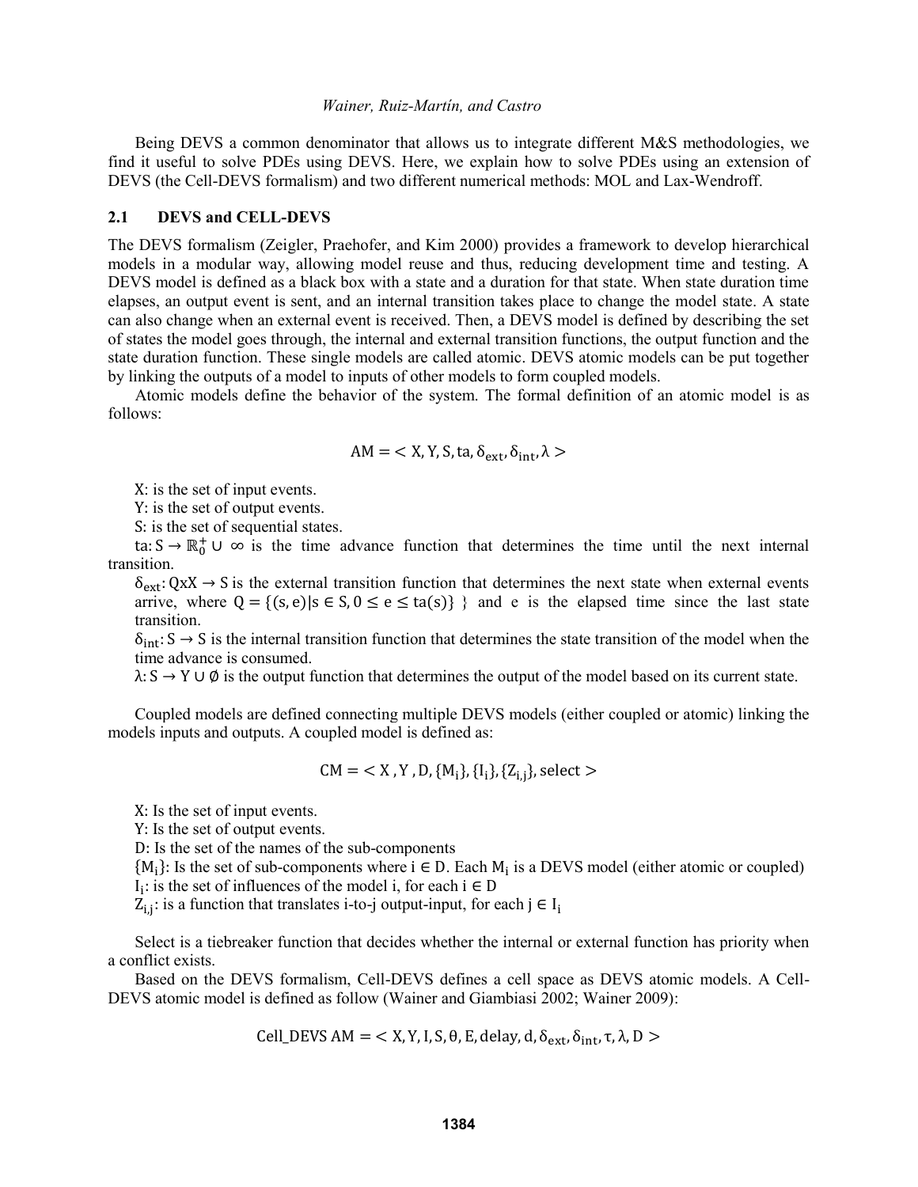Being DEVS a common denominator that allows us to integrate different M&S methodologies, we find it useful to solve PDEs using DEVS. Here, we explain how to solve PDEs using an extension of DEVS (the Cell-DEVS formalism) and two different numerical methods: MOL and Lax-Wendroff.

### 2.1 DEVS and CELL-DEVS

The DEVS formalism (Zeigler, Praehofer, and Kim 2000) provides a framework to develop hierarchical models in a modular way, allowing model reuse and thus, reducing development time and testing. A DEVS model is defined as a black box with a state and a duration for that state. When state duration time elapses, an output event is sent, and an internal transition takes place to change the model state. A state can also change when an external event is received. Then, a DEVS model is defined by describing the set of states the model goes through, the internal and external transition functions, the output function and the state duration function. These single models are called atomic. DEVS atomic models can be put together by linking the outputs of a model to inputs of other models to form coupled models.

Atomic models define the behavior of the system. The formal definition of an atomic model is as follows:

$$\mathrm{AM} = < \mathrm{X}, \mathrm{Y}, \mathrm{S}, \mathrm{ta}, \delta_{\mathrm{ext}}, \delta_{\mathrm{int}}, \lambda >$$

X: is the set of input events.

Y: is the set of output events.

S: is the set of sequential states.

$\mathrm{ta}: \mathrm{S} \rightarrow \mathbb{R}_0^+ \cup \infty$ is the time advance function that determines the time until the next internal transition.

$\delta_{\mathrm{ext}}: \mathrm{QxX} \rightarrow \mathrm{S}$ is the external transition function that determines the next state when external events arrive, where $\mathrm{Q} = \{(\mathrm{s}, \mathrm{e}) | \mathrm{s} \in \mathrm{S}, 0 \leq \mathrm{e} \leq \mathrm{ta}(\mathrm{s})\}$ } and e is the elapsed time since the last state transition.

$\delta_{\mathrm{int}}: \mathrm{S} \rightarrow \mathrm{S}$ is the internal transition function that determines the state transition of the model when the time advance is consumed.

$\lambda: \mathrm{S} \rightarrow \mathrm{Y} \cup \emptyset$ is the output function that determines the output of the model based on its current state.

Coupled models are defined connecting multiple DEVS models (either coupled or atomic) linking the models inputs and outputs. A coupled model is defined as:

$$\mathrm{CM} = < \mathrm{X}, \mathrm{Y}, \mathrm{D}, \{\mathrm{M_i}\}, \{\mathrm{I_i}\}, \{\mathrm{Z_{i,j}}\}, \mathrm{select} >$$

X: Is the set of input events.

Y: Is the set of output events.

D: Is the set of the names of the sub-components

$\{\mathrm{M_i}\}$: Is the set of sub-components where $\mathrm{i} \in \mathrm{D}$. Each $\mathrm{M_i}$ is a DEVS model (either atomic or coupled)

$\mathrm{I_i}$: is the set of influences of the model i, for each $\mathrm{i} \in \mathrm{D}$

$\mathrm{Z_{i,j}}$: is a function that translates i-to-j output-input, for each $\mathrm{j} \in \mathrm{I_i}$

Select is a tiebreaker function that decides whether the internal or external function has priority when a conflict exists.

Based on the DEVS formalism, Cell-DEVS defines a cell space as DEVS atomic models. A Cell-DEVS atomic model is defined as follow (Wainer and Giambiasi 2002; Wainer 2009):

$$\mathrm{Cell\_DEVS\ AM} = < \mathrm{X}, \mathrm{Y}, \mathrm{I}, \mathrm{S}, \theta, \mathrm{E}, \mathrm{delay}, \mathrm{d}, \delta_{\mathrm{ext}}, \delta_{\mathrm{int}}, \tau, \lambda, \mathrm{D} >$$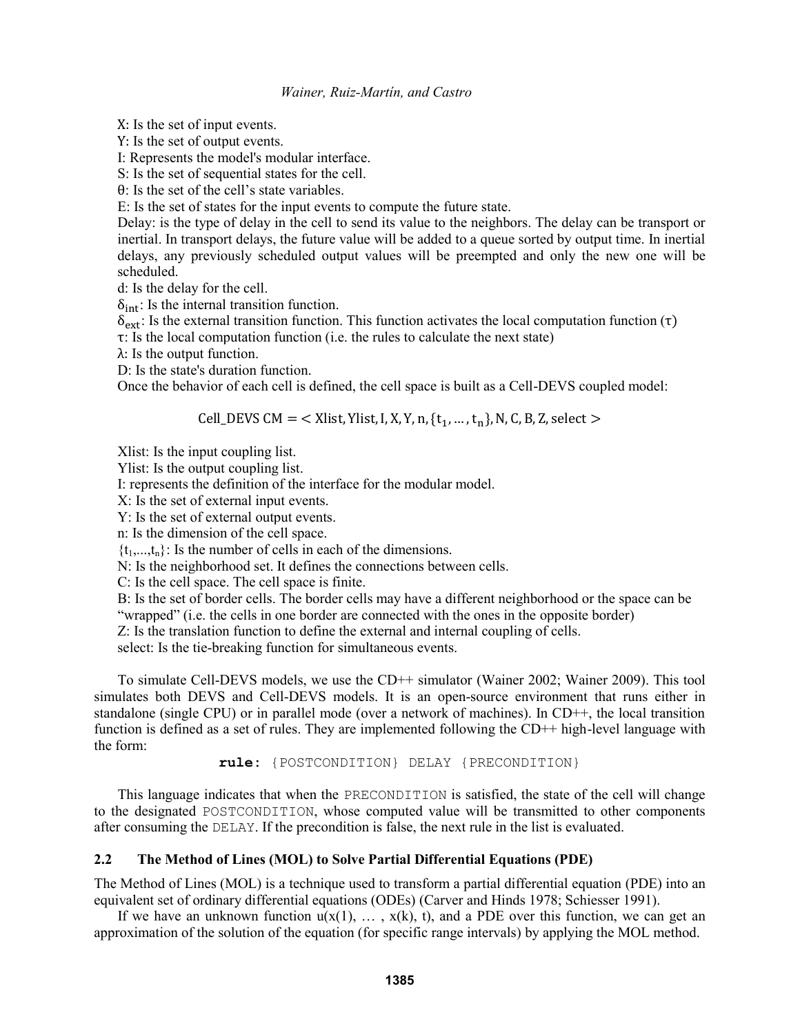X: Is the set of input events.

Y: Is the set of output events.

I: Represents the model's modular interface.

S: Is the set of sequential states for the cell.

θ: Is the set of the cell's state variables.

E: Is the set of states for the input events to compute the future state.

Delay: is the type of delay in the cell to send its value to the neighbors. The delay can be transport or inertial. In transport delays, the future value will be added to a queue sorted by output time. In inertial delays, any previously scheduled output values will be preempted and only the new one will be scheduled.

d: Is the delay for the cell.

$\delta_{\text{int}}$: Is the internal transition function.

$\delta_{\text{ext}}$: Is the external transition function. This function activates the local computation function (τ)

τ: Is the local computation function (i.e. the rules to calculate the next state)

λ: Is the output function.

D: Is the state's duration function.

Once the behavior of each cell is defined, the cell space is built as a Cell-DEVS coupled model:

$$\text{Cell\_DEVS CM} = < \text{Xlist}, \text{Ylist}, \text{I}, \text{X}, \text{Y}, \text{n}, \{\text{t}_1, \ldots, \text{t}_\text{n}\}, \text{N}, \text{C}, \text{B}, \text{Z}, \text{select} >$$

Xlist: Is the input coupling list.

Ylist: Is the output coupling list.

I: represents the definition of the interface for the modular model.

X: Is the set of external input events.

Y: Is the set of external output events.

n: Is the dimension of the cell space.

$\{t_1,...,t_n\}$: Is the number of cells in each of the dimensions.

N: Is the neighborhood set. It defines the connections between cells.

C: Is the cell space. The cell space is finite.

B: Is the set of border cells. The border cells may have a different neighborhood or the space can be "wrapped" (i.e. the cells in one border are connected with the ones in the opposite border)

Z: Is the translation function to define the external and internal coupling of cells.

select: Is the tie-breaking function for simultaneous events.

To simulate Cell-DEVS models, we use the CD++ simulator (Wainer 2002; Wainer 2009). This tool simulates both DEVS and Cell-DEVS models. It is an open-source environment that runs either in standalone (single CPU) or in parallel mode (over a network of machines). In CD++, the local transition function is defined as a set of rules. They are implemented following the CD++ high-level language with the form:

```
rule: {POSTCONDITION} DELAY {PRECONDITION}
```

This language indicates that when the PRECONDITION is satisfied, the state of the cell will change to the designated POSTCONDITION, whose computed value will be transmitted to other components after consuming the DELAY. If the precondition is false, the next rule in the list is evaluated.

### 2.2 The Method of Lines (MOL) to Solve Partial Differential Equations (PDE)

The Method of Lines (MOL) is a technique used to transform a partial differential equation (PDE) into an equivalent set of ordinary differential equations (ODEs) (Carver and Hinds 1978; Schiesser 1991).

If we have an unknown function $u(x(1), \ldots, x(k), t)$, and a PDE over this function, we can get an approximation of the solution of the equation (for specific range intervals) by applying the MOL method.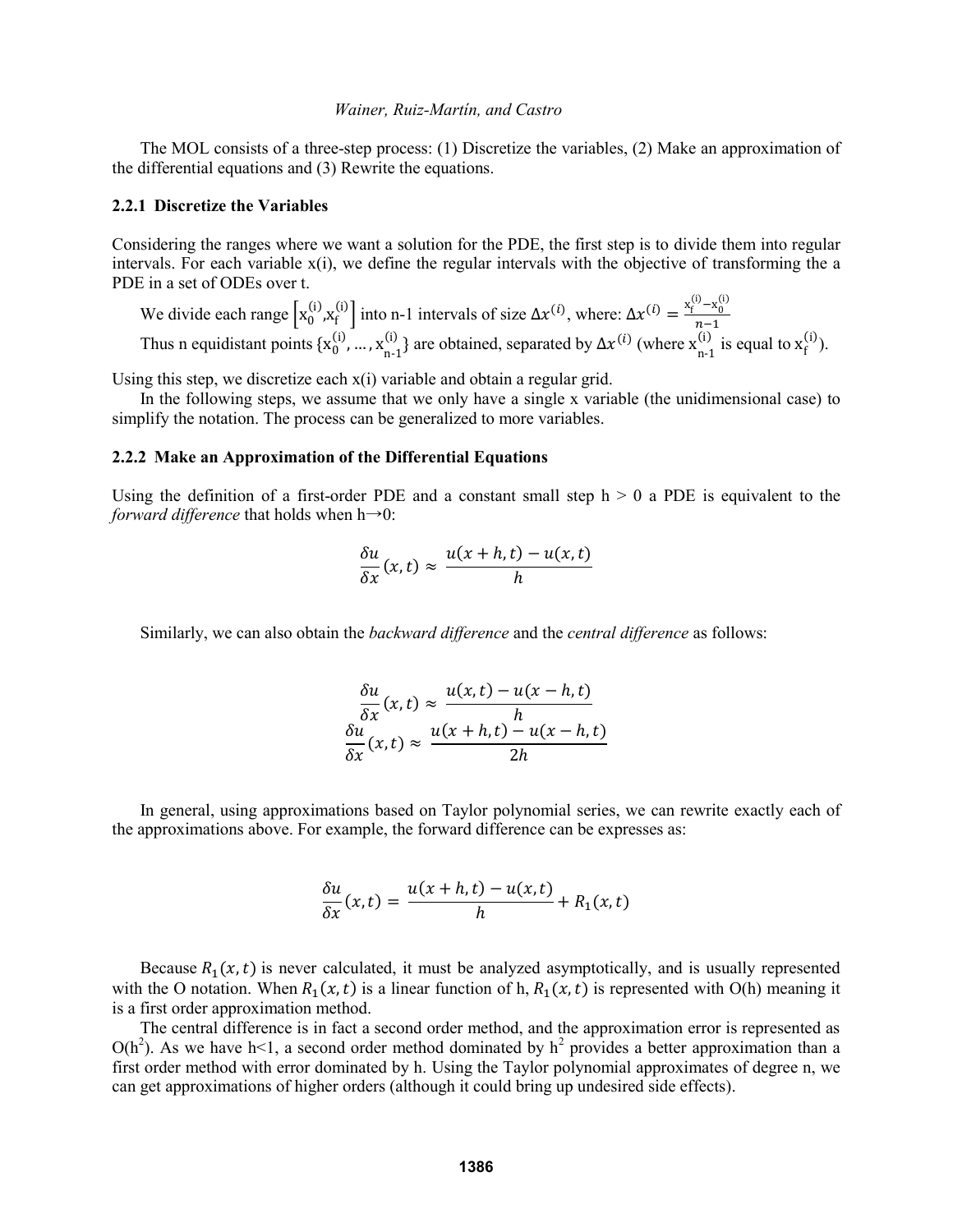The MOL consists of a three-step process: (1) Discretize the variables, (2) Make an approximation of the differential equations and (3) Rewrite the equations.

### 2.2.1 Discretize the Variables

Considering the ranges where we want a solution for the PDE, the first step is to divide them into regular intervals. For each variable x(i), we define the regular intervals with the objective of transforming the a PDE in a set of ODEs over t.

We divide each range $\left[x_0^{(i)}, x_f^{(i)}\right]$ into n-1 intervals of size $\Delta x^{(i)}$, where: $\Delta x^{(i)} = \frac{x_f^{(i)} - x_0^{(i)}}{n-1}$

Thus n equidistant points $\{x_0^{(i)}, \ldots, x_{n-1}^{(i)}\}$ are obtained, separated by $\Delta x^{(i)}$ (where $x_{n-1}^{(i)}$ is equal to $x_f^{(i)}$).

Using this step, we discretize each x(i) variable and obtain a regular grid.

In the following steps, we assume that we only have a single x variable (the unidimensional case) to simplify the notation. The process can be generalized to more variables.

### 2.2.2 Make an Approximation of the Differential Equations

Using the definition of a first-order PDE and a constant small step h > 0 a PDE is equivalent to the *forward difference* that holds when h→0:

$$\frac{\delta u}{\delta x}(x,t) \approx \frac{u(x+h,t) - u(x,t)}{h}$$

Similarly, we can also obtain the *backward difference* and the *central difference* as follows:

$$\frac{\delta u}{\delta x}(x,t) \approx \frac{u(x,t) - u(x-h,t)}{h}$$

$$\frac{\delta u}{\delta x}(x,t) \approx \frac{u(x+h,t) - u(x-h,t)}{2h}$$

In general, using approximations based on Taylor polynomial series, we can rewrite exactly each of the approximations above. For example, the forward difference can be expresses as:

$$\frac{\delta u}{\delta x}(x,t) = \frac{u(x+h,t) - u(x,t)}{h} + R_1(x,t)$$

Because $R_1(x,t)$ is never calculated, it must be analyzed asymptotically, and is usually represented with the O notation. When $R_1(x,t)$ is a linear function of h, $R_1(x,t)$ is represented with O(h) meaning it is a first order approximation method.

The central difference is in fact a second order method, and the approximation error is represented as $O(h^2)$. As we have h<1, a second order method dominated by $h^2$ provides a better approximation than a first order method with error dominated by h. Using the Taylor polynomial approximates of degree n, we can get approximations of higher orders (although it could bring up undesired side effects).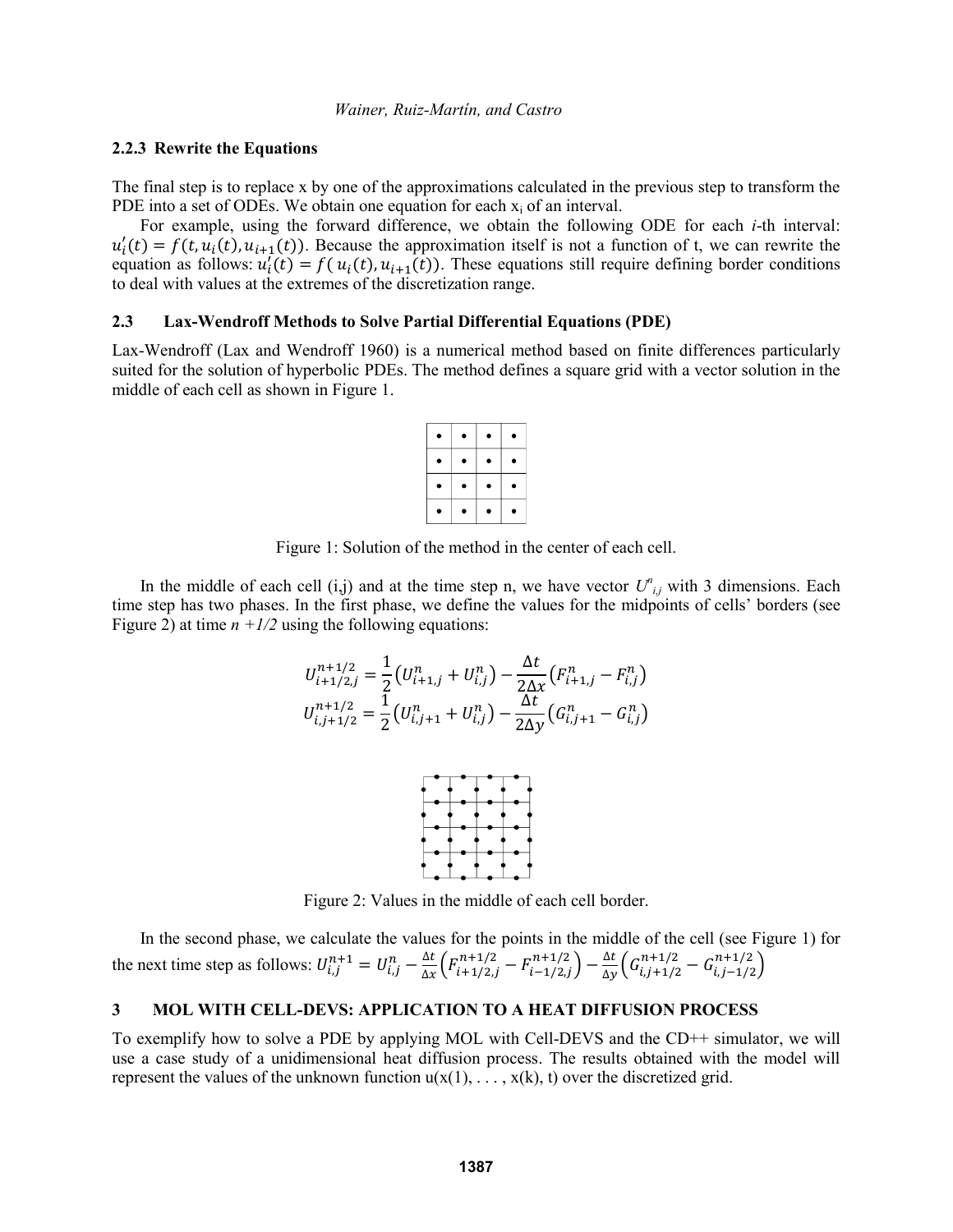### 2.2.3 Rewrite the Equations

The final step is to replace x by one of the approximations calculated in the previous step to transform the PDE into a set of ODEs. We obtain one equation for each $x_i$ of an interval.

For example, using the forward difference, we obtain the following ODE for each *i*-th interval: $u_i'(t) = f(t, u_i(t), u_{i+1}(t))$. Because the approximation itself is not a function of t, we can rewrite the equation as follows: $u_i'(t) = f( u_i(t), u_{i+1}(t))$. These equations still require defining border conditions to deal with values at the extremes of the discretization range.

## 2.3 Lax-Wendroff Methods to Solve Partial Differential Equations (PDE)

Lax-Wendroff (Lax and Wendroff 1960) is a numerical method based on finite differences particularly suited for the solution of hyperbolic PDEs. The method defines a square grid with a vector solution in the middle of each cell as shown in Figure 1.

Figure 1: Solution of the method in the center of each cell.

In the middle of each cell (i,j) and at the time step n, we have vector $U^n_{i,j}$ with 3 dimensions. Each time step has two phases. In the first phase, we define the values for the midpoints of cells' borders (see Figure 2) at time *n +1/2* using the following equations:

$$U^{n+1/2}_{i+1/2,j} = \frac{1}{2}\left(U^n_{i+1,j} + U^n_{i,j}\right) - \frac{\Delta t}{2\Delta x}\left(F^n_{i+1,j} - F^n_{i,j}\right)$$
$$U^{n+1/2}_{i,j+1/2} = \frac{1}{2}\left(U^n_{i,j+1} + U^n_{i,j}\right) - \frac{\Delta t}{2\Delta y}\left(G^n_{i,j+1} - G^n_{i,j}\right)$$

Figure 2: Values in the middle of each cell border.

In the second phase, we calculate the values for the points in the middle of the cell (see Figure 1) for the next time step as follows: $U^{n+1}_{i,j} = U^n_{i,j} - \frac{\Delta t}{\Delta x}\left(F^{n+1/2}_{i+1/2,j} - F^{n+1/2}_{i-1/2,j}\right) - \frac{\Delta t}{\Delta y}\left(G^{n+1/2}_{i,j+1/2} - G^{n+1/2}_{i,j-1/2}\right)$

# 3 MOL WITH CELL-DEVS: APPLICATION TO A HEAT DIFFUSION PROCESS

To exemplify how to solve a PDE by applying MOL with Cell-DEVS and the CD++ simulator, we will use a case study of a unidimensional heat diffusion process. The results obtained with the model will represent the values of the unknown function u(x(1), . . . , x(k), t) over the discretized grid.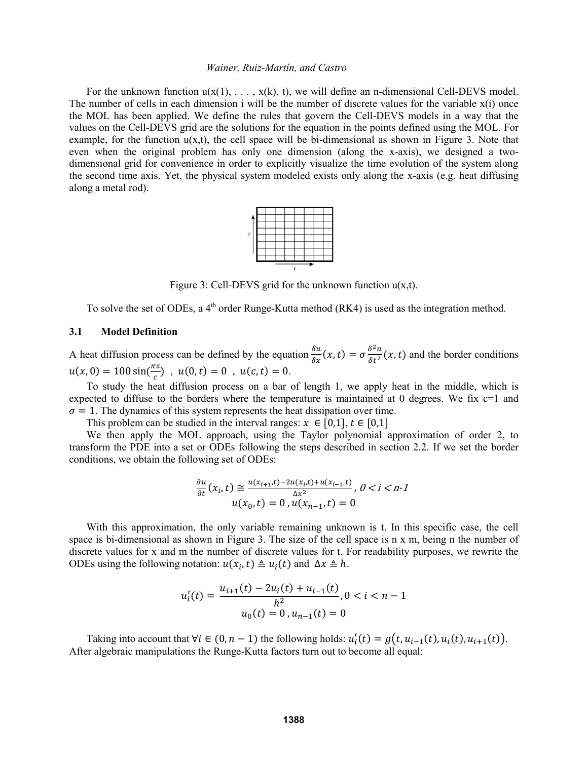For the unknown function u(x(1), . . . , x(k), t), we will define an n-dimensional Cell-DEVS model. The number of cells in each dimension i will be the number of discrete values for the variable x(i) once the MOL has been applied. We define the rules that govern the Cell-DEVS models in a way that the values on the Cell-DEVS grid are the solutions for the equation in the points defined using the MOL. For example, for the function u(x,t), the cell space will be bi-dimensional as shown in Figure 3. Note that even when the original problem has only one dimension (along the x-axis), we designed a two-dimensional grid for convenience in order to explicitly visualize the time evolution of the system along the second time axis. Yet, the physical system modeled exists only along the x-axis (e.g. heat diffusing along a metal rod).

Figure 3: Cell-DEVS grid for the unknown function u(x,t).

To solve the set of ODEs, a 4[th] order Runge-Kutta method (RK4) is used as the integration method.

### 3.1 Model Definition

A heat diffusion process can be defined by the equation $\frac{\delta u}{\delta x}(x,t) = \sigma \frac{\delta^2 u}{\delta t^2}(x,t)$ and the border conditions $u(x,0) = 100\sin(\frac{\pi x}{c})$ , $u(0,t) = 0$ , $u(c,t) = 0$.

To study the heat diffusion process on a bar of length 1, we apply heat in the middle, which is expected to diffuse to the borders where the temperature is maintained at 0 degrees. We fix c=1 and $\sigma = 1$. The dynamics of this system represents the heat dissipation over time.

This problem can be studied in the interval ranges: $x \in [0,1]$, $t \in [0,1]$

We then apply the MOL approach, using the Taylor polynomial approximation of order 2, to transform the PDE into a set or ODEs following the steps described in section 2.2. If we set the border conditions, we obtain the following set of ODEs:

$$\frac{\partial u}{\partial t}(x_i,t) \cong \frac{u(x_{i+1},t) - 2u(x_i,t) + u(x_{i-1},t)}{\Delta x^2},\ 0 < i < n\text{-}1$$
$$u(x_0,t) = 0\,, u(x_{n-1},t) = 0$$

With this approximation, the only variable remaining unknown is t. In this specific case, the cell space is bi-dimensional as shown in Figure 3. The size of the cell space is n x m, being n the number of discrete values for x and m the number of discrete values for t. For readability purposes, we rewrite the ODEs using the following notation: $u(x_i,t) \triangleq u_i(t)$ and $\Delta x \triangleq h$.

$$u_i'(t) = \frac{u_{i+1}(t) - 2u_i(t) + u_{i-1}(t)}{h^2}, 0 < i < n-1$$
$$u_0(t) = 0\,, u_{n-1}(t) = 0$$

Taking into account that $\forall i \in (0, n-1)$ the following holds: $u_i'(t) = g\big(t, u_{i-1}(t), u_i(t), u_{i+1}(t)\big)$. After algebraic manipulations the Runge-Kutta factors turn out to become all equal: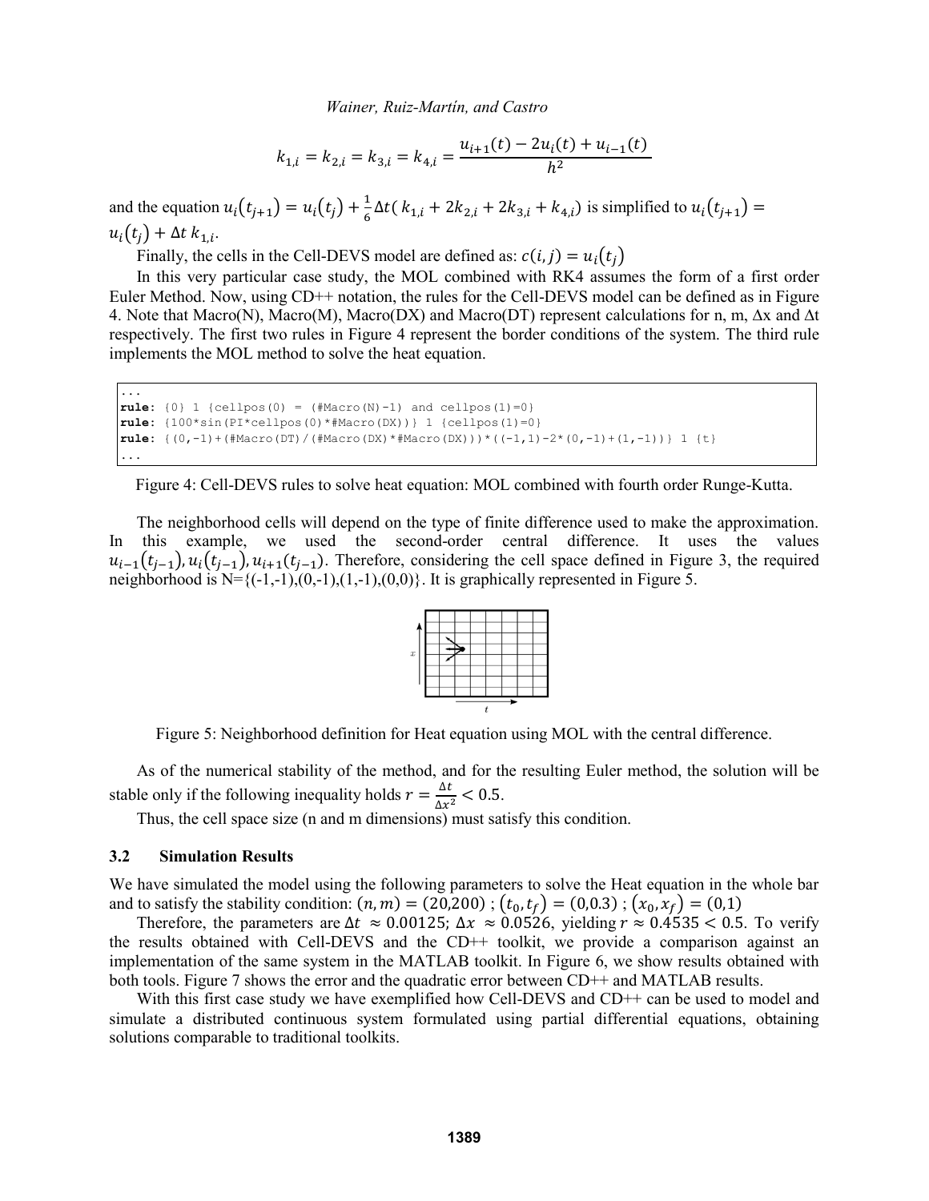$$k_{1,i} = k_{2,i} = k_{3,i} = k_{4,i} = \frac{u_{i+1}(t) - 2u_i(t) + u_{i-1}(t)}{h^2}$$

and the equation $u_i(t_{j+1}) = u_i(t_j) + \frac{1}{6}\Delta t(\, k_{1,i} + 2k_{2,i} + 2k_{3,i} + k_{4,i})$ is simplified to $u_i(t_{j+1}) = u_i(t_j) + \Delta t\, k_{1,i}$.

Finally, the cells in the Cell-DEVS model are defined as: $c(i,j) = u_i(t_j)$

In this very particular case study, the MOL combined with RK4 assumes the form of a first order Euler Method. Now, using CD++ notation, the rules for the Cell-DEVS model can be defined as in Figure 4. Note that Macro(N), Macro(M), Macro(DX) and Macro(DT) represent calculations for n, m, Δx and Δt respectively. The first two rules in Figure 4 represent the border conditions of the system. The third rule implements the MOL method to solve the heat equation.

```
...
rule: {0} 1 {cellpos(0) = (#Macro(N)-1) and cellpos(1)=0}
rule: {100*sin(PI*cellpos(0)*#Macro(DX))} 1 {cellpos(1)=0}
rule: {(0,-1)+(#Macro(DT)/(#Macro(DX)*#Macro(DX)))*((-1,1)-2*(0,-1)+(1,-1))} 1 {t}
...
```

Figure 4: Cell-DEVS rules to solve heat equation: MOL combined with fourth order Runge-Kutta.

The neighborhood cells will depend on the type of finite difference used to make the approximation. In this example, we used the second-order central difference. It uses the values $u_{i-1}(t_{j-1}), u_i(t_{j-1}), u_{i+1}(t_{j-1})$. Therefore, considering the cell space defined in Figure 3, the required neighborhood is N={(-1,-1),(0,-1),(1,-1),(0,0)}. It is graphically represented in Figure 5.

Figure 5: Neighborhood definition for Heat equation using MOL with the central difference.

As of the numerical stability of the method, and for the resulting Euler method, the solution will be stable only if the following inequality holds $r = \frac{\Delta t}{\Delta x^2} < 0.5$.

Thus, the cell space size (n and m dimensions) must satisfy this condition.

### 3.2 Simulation Results

We have simulated the model using the following parameters to solve the Heat equation in the whole bar and to satisfy the stability condition: $(n, m) = (20{,}200)$ ; $(t_0, t_f) = (0{,}0.3)$ ; $(x_0, x_f) = (0{,}1)$

Therefore, the parameters are $\Delta t \approx 0.00125$; $\Delta x \approx 0.0526$, yielding $r \approx 0.4535 < 0.5$. To verify the results obtained with Cell-DEVS and the CD++ toolkit, we provide a comparison against an implementation of the same system in the MATLAB toolkit. In Figure 6, we show results obtained with both tools. Figure 7 shows the error and the quadratic error between CD++ and MATLAB results.

With this first case study we have exemplified how Cell-DEVS and CD++ can be used to model and simulate a distributed continuous system formulated using partial differential equations, obtaining solutions comparable to traditional toolkits.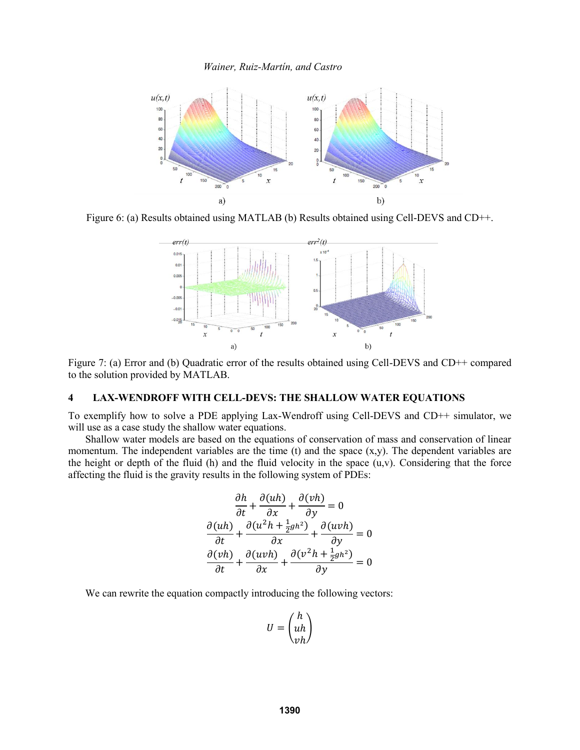Figure 6: (a) Results obtained using MATLAB (b) Results obtained using Cell-DEVS and CD++.

Figure 7: (a) Error and (b) Quadratic error of the results obtained using Cell-DEVS and CD++ compared to the solution provided by MATLAB.

## 4 LAX-WENDROFF WITH CELL-DEVS: THE SHALLOW WATER EQUATIONS

To exemplify how to solve a PDE applying Lax-Wendroff using Cell-DEVS and CD++ simulator, we will use as a case study the shallow water equations.

Shallow water models are based on the equations of conservation of mass and conservation of linear momentum. The independent variables are the time (t) and the space (x,y). The dependent variables are the height or depth of the fluid (h) and the fluid velocity in the space (u,v). Considering that the force affecting the fluid is the gravity results in the following system of PDEs:

$$\frac{\partial h}{\partial t} + \frac{\partial (uh)}{\partial x} + \frac{\partial (vh)}{\partial y} = 0$$

$$\frac{\partial (uh)}{\partial t} + \frac{\partial (u^2 h + \frac{1}{2} g h^2)}{\partial x} + \frac{\partial (uvh)}{\partial y} = 0$$

$$\frac{\partial (vh)}{\partial t} + \frac{\partial (uvh)}{\partial x} + \frac{\partial (v^2 h + \frac{1}{2} g h^2)}{\partial y} = 0$$

We can rewrite the equation compactly introducing the following vectors:

$$U = \begin{pmatrix} h \\ uh \\ vh \end{pmatrix}$$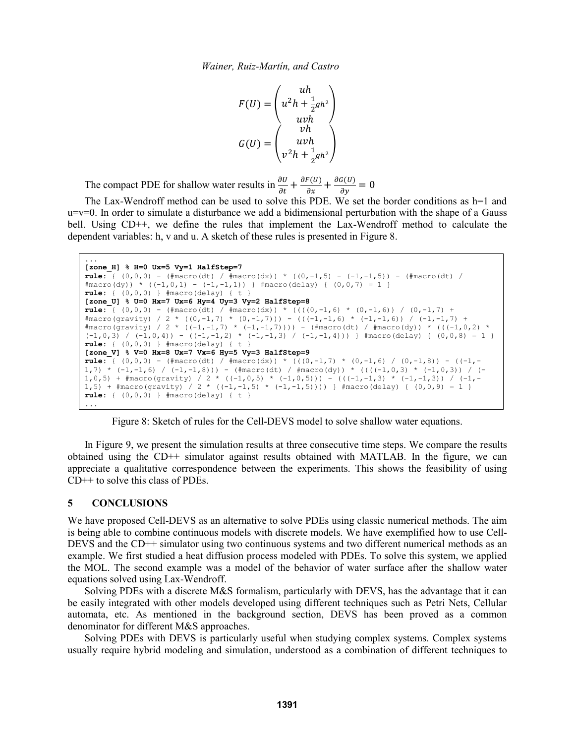$$F(U) = \begin{pmatrix} uh \\ u^2h + \frac{1}{2}gh^2 \\ uvh \end{pmatrix}$$

$$G(U) = \begin{pmatrix} vh \\ uvh \\ v^2h + \frac{1}{2}gh^2 \end{pmatrix}$$

The compact PDE for shallow water results in $\frac{\partial U}{\partial t} + \frac{\partial F(U)}{\partial x} + \frac{\partial G(U)}{\partial y} = 0$

The Lax-Wendroff method can be used to solve this PDE. We set the border conditions as h=1 and u=v=0. In order to simulate a disturbance we add a bidimensional perturbation with the shape of a Gauss bell. Using CD++, we define the rules that implement the Lax-Wendroff method to calculate the dependent variables: h, v and u. A sketch of these rules is presented in Figure 8.

```
...
[zone_H] % H=0 Ux=5 Vy=1 HalfStep=7
rule: { (0,0,0) - (#macro(dt) / #macro(dx)) * ((0,-1,5) - (-1,-1,5)) - (#macro(dt) /
#macro(dy)) * ((-1,0,1) - (-1,-1,1)) } #macro(delay) { (0,0,7) = 1 }
rule: { (0,0,0) } #macro(delay) { t }
[zone_U] % U=0 Hx=7 Ux=6 Hy=4 Uy=3 Vy=2 HalfStep=8
rule: { (0,0,0) - (#macro(dt) / #macro(dx)) * ((((0,-1,6) * (0,-1,6)) / (0,-1,7) +
#macro(gravity) / 2 * ((0,-1,7) * (0,-1,7))) - (((-1,-1,6) * (-1,-1,6)) / (-1,-1,7) +
#macro(gravity) / 2 * ((-1,-1,7) * (-1,-1,7)))) - (#macro(dt) / #macro(dy)) * (((-1,0,2) *
(-1,0,3) / (-1,0,4)) - ((-1,-1,2) * (-1,-1,3) / (-1,-1,4))) } #macro(delay) { (0,0,8) = 1 }
rule: { (0,0,0) } #macro(delay) { t }
[zone_V] % V=0 Hx=8 Ux=7 Vx=6 Hy=5 Vy=3 HalfStep=9
rule: { (0,0,0) - (#macro(dt) / #macro(dx)) * (((0,-1,7) * (0,-1,6) / (0,-1,8)) - ((-1,-
1,7) * (-1,-1,6) / (-1,-1,8))) - (#macro(dt) / #macro(dy)) * ((((-1,0,3) * (-1,0,3)) / (-
1,0,5) + #macro(gravity) / 2 * ((-1,0,5) * (-1,0,5))) - (((-1,-1,3) * (-1,-1,3)) / (-1,-
1,5) + #macro(gravity) / 2 * ((-1,-1,5) * (-1,-1,5)))) } #macro(delay) { (0,0,9) = 1 }
rule: { (0,0,0) } #macro(delay) { t }
...
```

Figure 8: Sketch of rules for the Cell-DEVS model to solve shallow water equations.

In Figure 9, we present the simulation results at three consecutive time steps. We compare the results obtained using the CD++ simulator against results obtained with MATLAB. In the figure, we can appreciate a qualitative correspondence between the experiments. This shows the feasibility of using CD++ to solve this class of PDEs.

## 5 CONCLUSIONS

We have proposed Cell-DEVS as an alternative to solve PDEs using classic numerical methods. The aim is being able to combine continuous models with discrete models. We have exemplified how to use Cell-DEVS and the CD++ simulator using two continuous systems and two different numerical methods as an example. We first studied a heat diffusion process modeled with PDEs. To solve this system, we applied the MOL. The second example was a model of the behavior of water surface after the shallow water equations solved using Lax-Wendroff.

Solving PDEs with a discrete M&S formalism, particularly with DEVS, has the advantage that it can be easily integrated with other models developed using different techniques such as Petri Nets, Cellular automata, etc. As mentioned in the background section, DEVS has been proved as a common denominator for different M&S approaches.

Solving PDEs with DEVS is particularly useful when studying complex systems. Complex systems usually require hybrid modeling and simulation, understood as a combination of different techniques to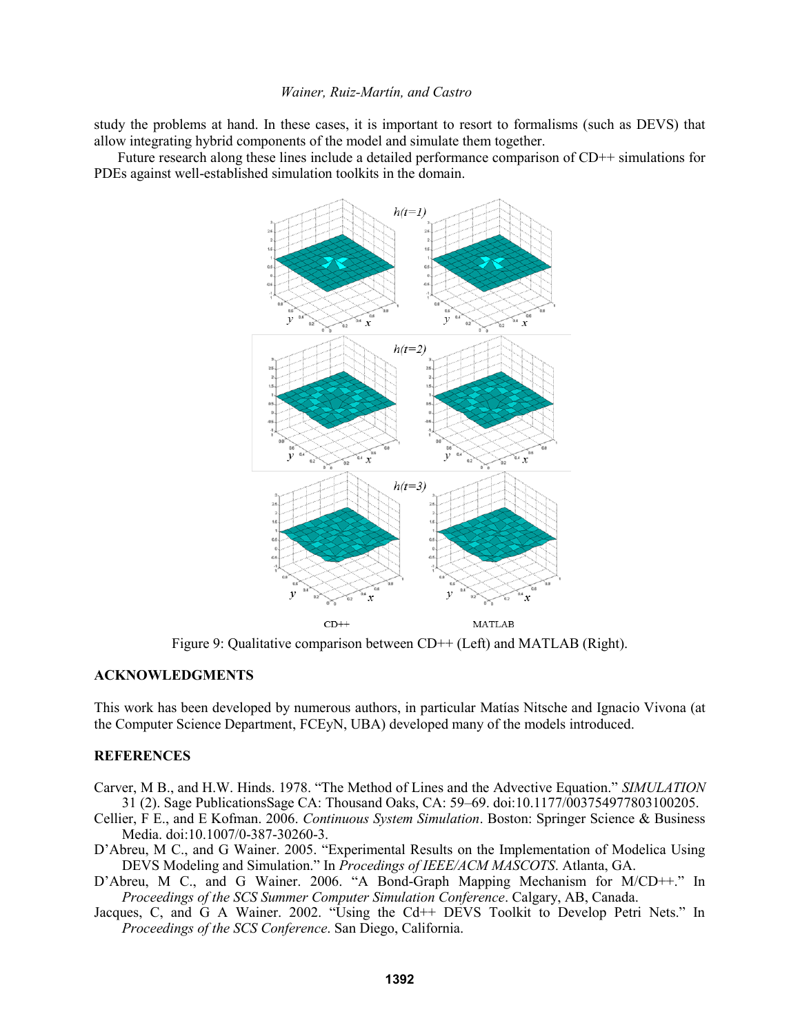study the problems at hand. In these cases, it is important to resort to formalisms (such as DEVS) that allow integrating hybrid components of the model and simulate them together.

Future research along these lines include a detailed performance comparison of CD++ simulations for PDEs against well-established simulation toolkits in the domain.

Figure 9: Qualitative comparison between CD++ (Left) and MATLAB (Right).

## ACKNOWLEDGMENTS

This work has been developed by numerous authors, in particular Matías Nitsche and Ignacio Vivona (at the Computer Science Department, FCEyN, UBA) developed many of the models introduced.

## REFERENCES

Carver, M B., and H.W. Hinds. 1978. "The Method of Lines and the Advective Equation." *SIMULATION* 31 (2). Sage PublicationsSage CA: Thousand Oaks, CA: 59–69. doi:10.1177/003754977803100205.

Cellier, F E., and E Kofman. 2006. *Continuous System Simulation*. Boston: Springer Science & Business Media. doi:10.1007/0-387-30260-3.

D'Abreu, M C., and G Wainer. 2005. "Experimental Results on the Implementation of Modelica Using DEVS Modeling and Simulation." In *Procedings of IEEE/ACM MASCOTS*. Atlanta, GA.

D'Abreu, M C., and G Wainer. 2006. "A Bond-Graph Mapping Mechanism for M/CD++." In *Proceedings of the SCS Summer Computer Simulation Conference*. Calgary, AB, Canada.

Jacques, C, and G A Wainer. 2002. "Using the Cd++ DEVS Toolkit to Develop Petri Nets." In *Proceedings of the SCS Conference*. San Diego, California.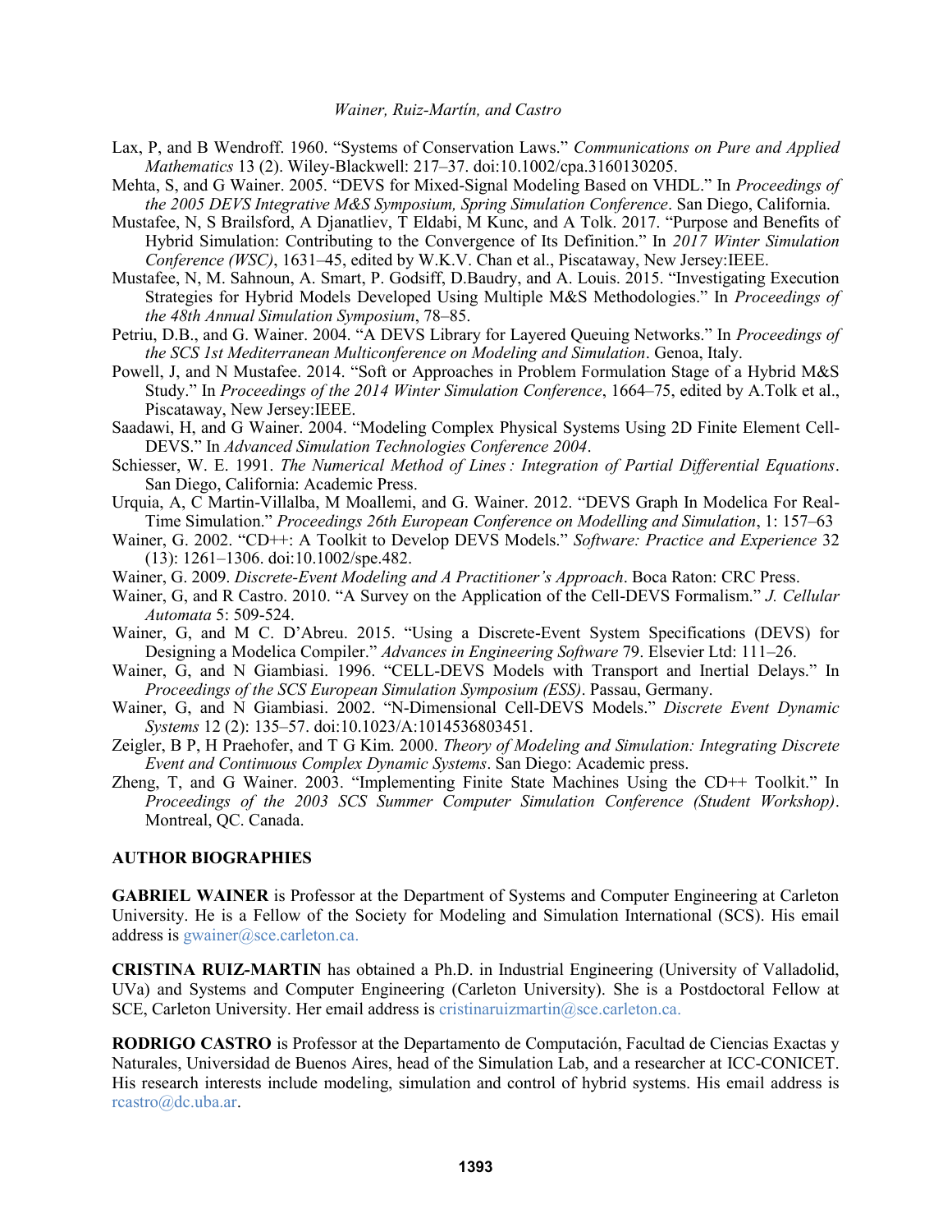Lax, P, and B Wendroff. 1960. "Systems of Conservation Laws." *Communications on Pure and Applied Mathematics* 13 (2). Wiley-Blackwell: 217–37. doi:10.1002/cpa.3160130205.

Mehta, S, and G Wainer. 2005. "DEVS for Mixed-Signal Modeling Based on VHDL." In *Proceedings of the 2005 DEVS Integrative M&S Symposium, Spring Simulation Conference*. San Diego, California.

Mustafee, N, S Brailsford, A Djanatliev, T Eldabi, M Kunc, and A Tolk. 2017. "Purpose and Benefits of Hybrid Simulation: Contributing to the Convergence of Its Definition." In *2017 Winter Simulation Conference (WSC)*, 1631–45, edited by W.K.V. Chan et al., Piscataway, New Jersey:IEEE.

Mustafee, N, M. Sahnoun, A. Smart, P. Godsiff, D.Baudry, and A. Louis. 2015. "Investigating Execution Strategies for Hybrid Models Developed Using Multiple M&S Methodologies." In *Proceedings of the 48th Annual Simulation Symposium*, 78–85.

Petriu, D.B., and G. Wainer. 2004. "A DEVS Library for Layered Queuing Networks." In *Proceedings of the SCS 1st Mediterranean Multiconference on Modeling and Simulation*. Genoa, Italy.

Powell, J, and N Mustafee. 2014. "Soft or Approaches in Problem Formulation Stage of a Hybrid M&S Study." In *Proceedings of the 2014 Winter Simulation Conference*, 1664–75, edited by A.Tolk et al., Piscataway, New Jersey:IEEE.

Saadawi, H, and G Wainer. 2004. "Modeling Complex Physical Systems Using 2D Finite Element Cell-DEVS." In *Advanced Simulation Technologies Conference 2004*.

Schiesser, W. E. 1991. *The Numerical Method of Lines : Integration of Partial Differential Equations*. San Diego, California: Academic Press.

Urquia, A, C Martin-Villalba, M Moallemi, and G. Wainer. 2012. "DEVS Graph In Modelica For Real-Time Simulation." *Proceedings 26th European Conference on Modelling and Simulation*, 1: 157–63

Wainer, G. 2002. "CD++: A Toolkit to Develop DEVS Models." *Software: Practice and Experience* 32 (13): 1261–1306. doi:10.1002/spe.482.

Wainer, G. 2009. *Discrete-Event Modeling and A Practitioner's Approach*. Boca Raton: CRC Press.

Wainer, G, and R Castro. 2010. "A Survey on the Application of the Cell-DEVS Formalism." *J. Cellular Automata* 5: 509-524.

Wainer, G, and M C. D'Abreu. 2015. "Using a Discrete-Event System Specifications (DEVS) for Designing a Modelica Compiler." *Advances in Engineering Software* 79. Elsevier Ltd: 111–26.

Wainer, G, and N Giambiasi. 1996. "CELL-DEVS Models with Transport and Inertial Delays." In *Proceedings of the SCS European Simulation Symposium (ESS)*. Passau, Germany.

Wainer, G, and N Giambiasi. 2002. "N-Dimensional Cell-DEVS Models." *Discrete Event Dynamic Systems* 12 (2): 135–57. doi:10.1023/A:1014536803451.

Zeigler, B P, H Praehofer, and T G Kim. 2000. *Theory of Modeling and Simulation: Integrating Discrete Event and Continuous Complex Dynamic Systems*. San Diego: Academic press.

Zheng, T, and G Wainer. 2003. "Implementing Finite State Machines Using the CD++ Toolkit." In *Proceedings of the 2003 SCS Summer Computer Simulation Conference (Student Workshop)*. Montreal, QC. Canada.

## AUTHOR BIOGRAPHIES

**GABRIEL WAINER** is Professor at the Department of Systems and Computer Engineering at Carleton University. He is a Fellow of the Society for Modeling and Simulation International (SCS). His email address is gwainer@sce.carleton.ca.

**CRISTINA RUIZ-MARTIN** has obtained a Ph.D. in Industrial Engineering (University of Valladolid, UVa) and Systems and Computer Engineering (Carleton University). She is a Postdoctoral Fellow at SCE, Carleton University. Her email address is cristinaruizmartin@sce.carleton.ca.

**RODRIGO CASTRO** is Professor at the Departamento de Computación, Facultad de Ciencias Exactas y Naturales, Universidad de Buenos Aires, head of the Simulation Lab, and a researcher at ICC-CONICET. His research interests include modeling, simulation and control of hybrid systems. His email address is rcastro@dc.uba.ar.